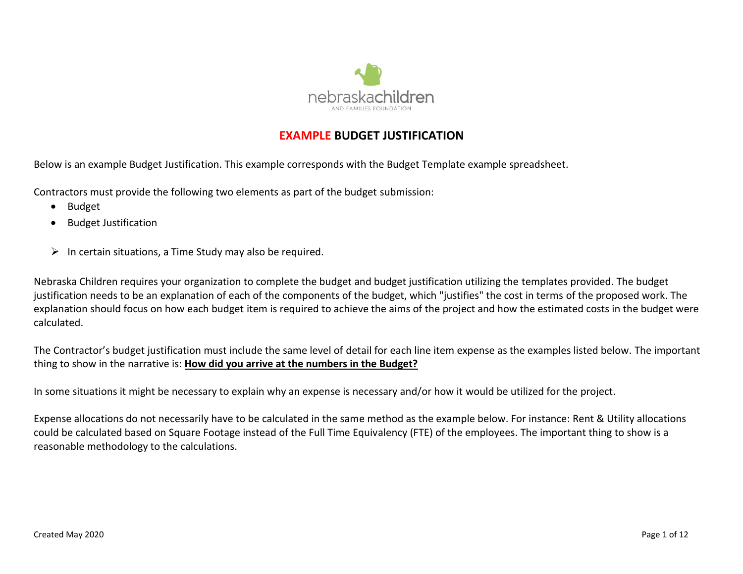# EXAMPLE BUDGET JUSTIFICATION

Below is an example Budget Justification. This example corresponds with the Budget Template example spreadsheet.

Contractors must provide the following two elements as part of the budget submission:

- Budget
- Budget Justification

➢ In certain situations, a Time Study may also be required.

Nebraska Children requires your organization to complete the budget and budget justification utilizing the templates provided. The budget justification needs to be an explanation of each of the components of the budget, which "justifies" the cost in terms of the proposed work. The explanation should focus on how each budget item is required to achieve the aims of the project and how the estimated costs in the budget were calculated.

The Contractor's budget justification must include the same level of detail for each line item expense as the examples listed below. The important thing to show in the narrative is: **How did you arrive at the numbers in the Budget?**

In some situations it might be necessary to explain why an expense is necessary and/or how it would be utilized for the project.

Expense allocations do not necessarily have to be calculated in the same method as the example below. For instance: Rent & Utility allocations could be calculated based on Square Footage instead of the Full Time Equivalency (FTE) of the employees. The important thing to show is a reasonable methodology to the calculations.

Created May 2020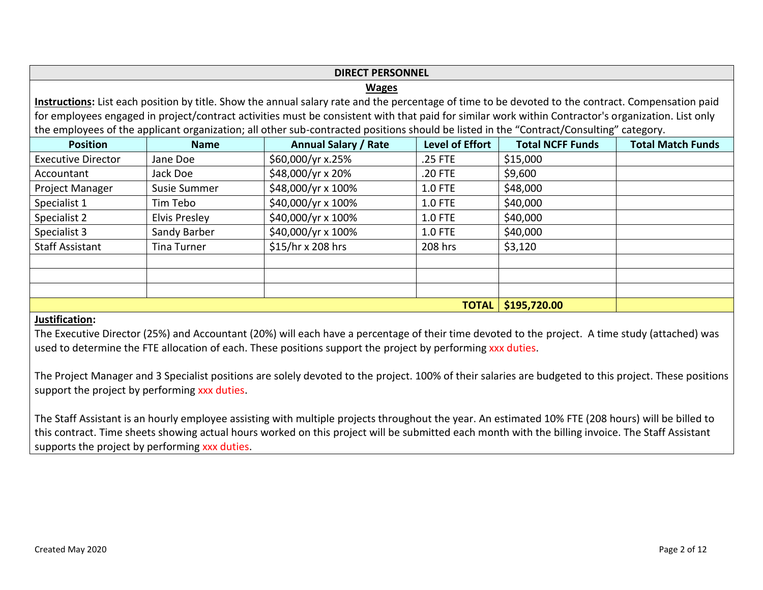## DIRECT PERSONNEL

### Wages

**Instructions:** List each position by title. Show the annual salary rate and the percentage of time to be devoted to the contract. Compensation paid for employees engaged in project/contract activities must be consistent with that paid for similar work within Contractor's organization. List only the employees of the applicant organization; all other sub-contracted positions should be listed in the "Contract/Consulting" category.

| Position | Name | Annual Salary / Rate | Level of Effort | Total NCFF Funds | Total Match Funds |
|---|---|---|---|---|---|
| Executive Director | Jane Doe | $60,000/yr x.25% | .25 FTE | $15,000 | |
| Accountant | Jack Doe | $48,000/yr x 20% | .20 FTE | $9,600 | |
| Project Manager | Susie Summer | $48,000/yr x 100% | 1.0 FTE | $48,000 | |
| Specialist 1 | Tim Tebo | $40,000/yr x 100% | 1.0 FTE | $40,000 | |
| Specialist 2 | Elvis Presley | $40,000/yr x 100% | 1.0 FTE | $40,000 | |
| Specialist 3 | Sandy Barber | $40,000/yr x 100% | 1.0 FTE | $40,000 | |
| Staff Assistant | Tina Turner | $15/hr x 208 hrs | 208 hrs | $3,120 | |
| | | | | | |
| | | | | | |
| | | | | | |
| | | | **TOTAL** | **$195,720.00** | |

**Justification:**

The Executive Director (25%) and Accountant (20%) will each have a percentage of their time devoted to the project. A time study (attached) was used to determine the FTE allocation of each. These positions support the project by performing xxx duties.

The Project Manager and 3 Specialist positions are solely devoted to the project. 100% of their salaries are budgeted to this project. These positions support the project by performing xxx duties.

The Staff Assistant is an hourly employee assisting with multiple projects throughout the year. An estimated 10% FTE (208 hours) will be billed to this contract. Time sheets showing actual hours worked on this project will be submitted each month with the billing invoice. The Staff Assistant supports the project by performing xxx duties.

Created May 2020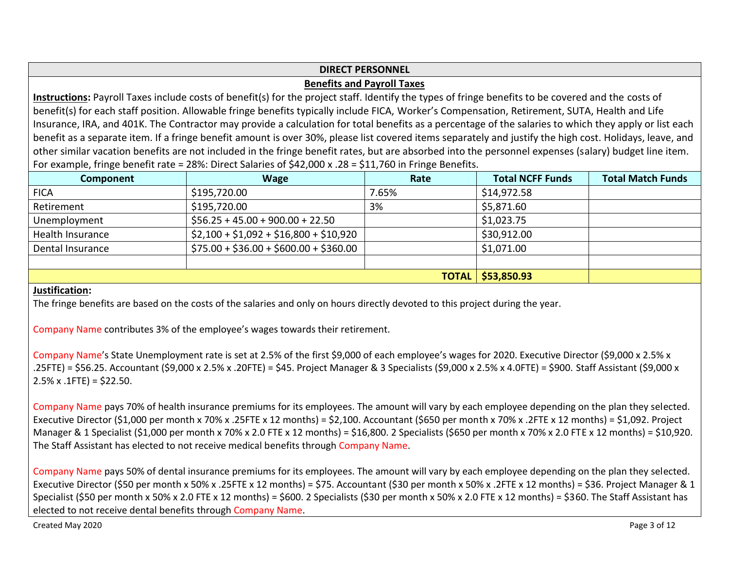## DIRECT PERSONNEL

### Benefits and Payroll Taxes

**Instructions:** Payroll Taxes include costs of benefit(s) for the project staff. Identify the types of fringe benefits to be covered and the costs of benefit(s) for each staff position. Allowable fringe benefits typically include FICA, Worker's Compensation, Retirement, SUTA, Health and Life Insurance, IRA, and 401K. The Contractor may provide a calculation for total benefits as a percentage of the salaries to which they apply or list each benefit as a separate item. If a fringe benefit amount is over 30%, please list covered items separately and justify the high cost. Holidays, leave, and other similar vacation benefits are not included in the fringe benefit rates, but are absorbed into the personnel expenses (salary) budget line item. For example, fringe benefit rate = 28%: Direct Salaries of $42,000 x .28 = $11,760 in Fringe Benefits.

| Component | Wage | Rate | Total NCFF Funds | Total Match Funds |
|---|---|---|---|---|
| FICA | $195,720.00 | 7.65% | $14,972.58 | |
| Retirement | $195,720.00 | 3% | $5,871.60 | |
| Unemployment | $56.25 + 45.00 + 900.00 + 22.50 | | $1,023.75 | |
| Health Insurance | $2,100 + $1,092 + $16,800 + $10,920 | | $30,912.00 | |
| Dental Insurance | $75.00 + $36.00 + $600.00 + $360.00 | | $1,071.00 | |
| | | | | |
| | | **TOTAL** | **$53,850.93** | |

**Justification:**

The fringe benefits are based on the costs of the salaries and only on hours directly devoted to this project during the year.

Company Name contributes 3% of the employee's wages towards their retirement.

Company Name's State Unemployment rate is set at 2.5% of the first $9,000 of each employee's wages for 2020. Executive Director ($9,000 x 2.5% x .25FTE) = $56.25. Accountant ($9,000 x 2.5% x .20FTE) = $45. Project Manager & 3 Specialists ($9,000 x 2.5% x 4.0FTE) = $900. Staff Assistant ($9,000 x 2.5% x .1FTE) = $22.50.

Company Name pays 70% of health insurance premiums for its employees. The amount will vary by each employee depending on the plan they selected. Executive Director ($1,000 per month x 70% x .25FTE x 12 months) = $2,100. Accountant ($650 per month x 70% x .2FTE x 12 months) = $1,092. Project Manager & 1 Specialist ($1,000 per month x 70% x 2.0 FTE x 12 months) = $16,800. 2 Specialists ($650 per month x 70% x 2.0 FTE x 12 months) = $10,920. The Staff Assistant has elected to not receive medical benefits through Company Name.

Company Name pays 50% of dental insurance premiums for its employees. The amount will vary by each employee depending on the plan they selected. Executive Director ($50 per month x 50% x .25FTE x 12 months) = $75. Accountant ($30 per month x 50% x .2FTE x 12 months) = $36. Project Manager & 1 Specialist ($50 per month x 50% x 2.0 FTE x 12 months) = $600. 2 Specialists ($30 per month x 50% x 2.0 FTE x 12 months) = $360. The Staff Assistant has elected to not receive dental benefits through Company Name.

Created May 2020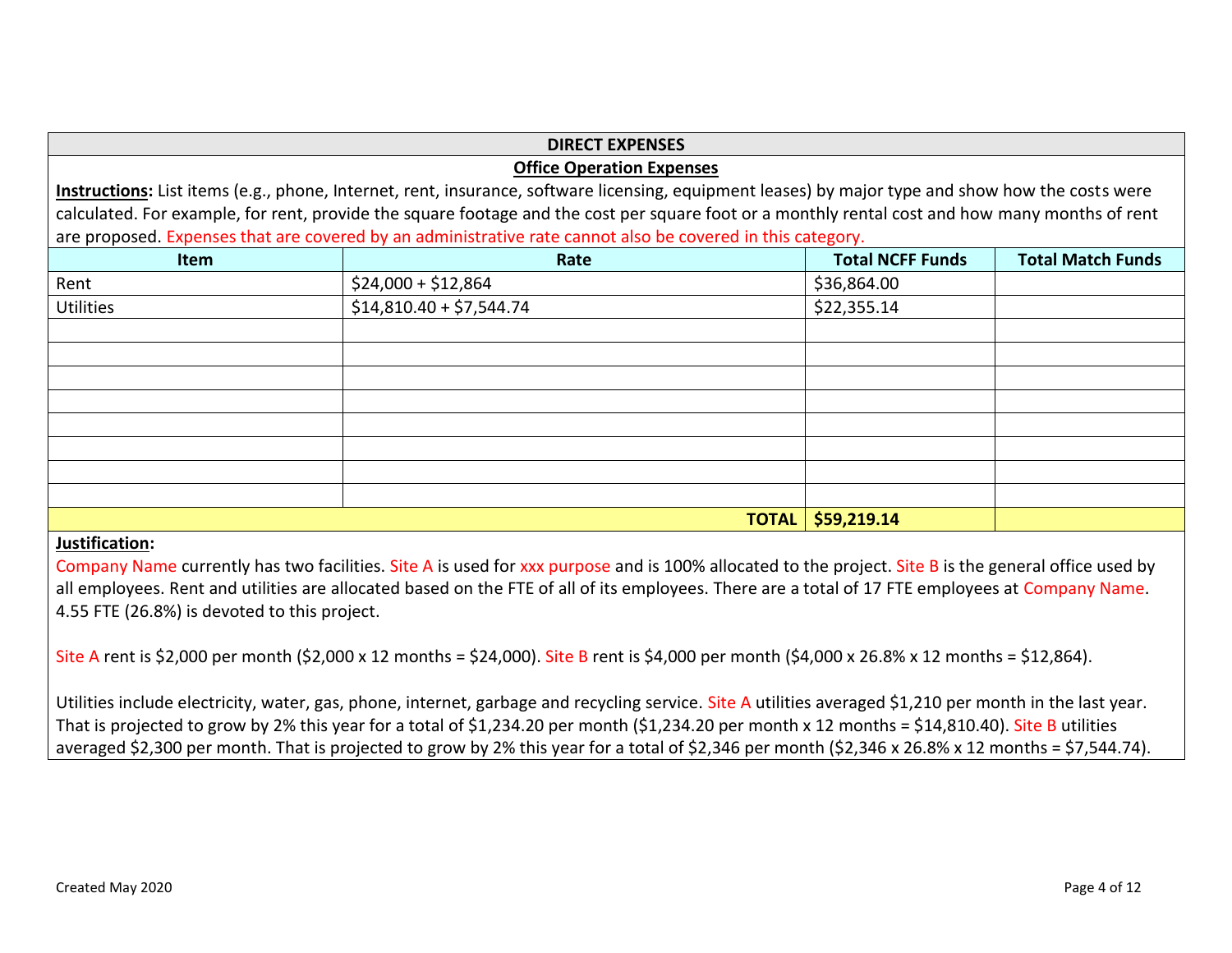## DIRECT EXPENSES

### Office Operation Expenses

**Instructions:** List items (e.g., phone, Internet, rent, insurance, software licensing, equipment leases) by major type and show how the costs were calculated. For example, for rent, provide the square footage and the cost per square foot or a monthly rental cost and how many months of rent are proposed. Expenses that are covered by an administrative rate cannot also be covered in this category.

| Item | Rate | Total NCFF Funds | Total Match Funds |
|---|---|---|---|
| Rent | $24,000 + $12,864 | $36,864.00 | |
| Utilities | $14,810.40 + $7,544.74 | $22,355.14 | |
| | | | |
| | | | |
| | | | |
| | | | |
| | | | |
| | | | |
| | | | |
| | | | |
| | **TOTAL** | **$59,219.14** | |

**Justification:**

Company Name currently has two facilities. Site A is used for xxx purpose and is 100% allocated to the project. Site B is the general office used by all employees. Rent and utilities are allocated based on the FTE of all of its employees. There are a total of 17 FTE employees at Company Name. 4.55 FTE (26.8%) is devoted to this project.

Site A rent is $2,000 per month ($2,000 x 12 months = $24,000). Site B rent is $4,000 per month ($4,000 x 26.8% x 12 months = $12,864).

Utilities include electricity, water, gas, phone, internet, garbage and recycling service. Site A utilities averaged $1,210 per month in the last year. That is projected to grow by 2% this year for a total of $1,234.20 per month ($1,234.20 per month x 12 months = $14,810.40). Site B utilities averaged $2,300 per month. That is projected to grow by 2% this year for a total of $2,346 per month ($2,346 x 26.8% x 12 months = $7,544.74).

Created May 2020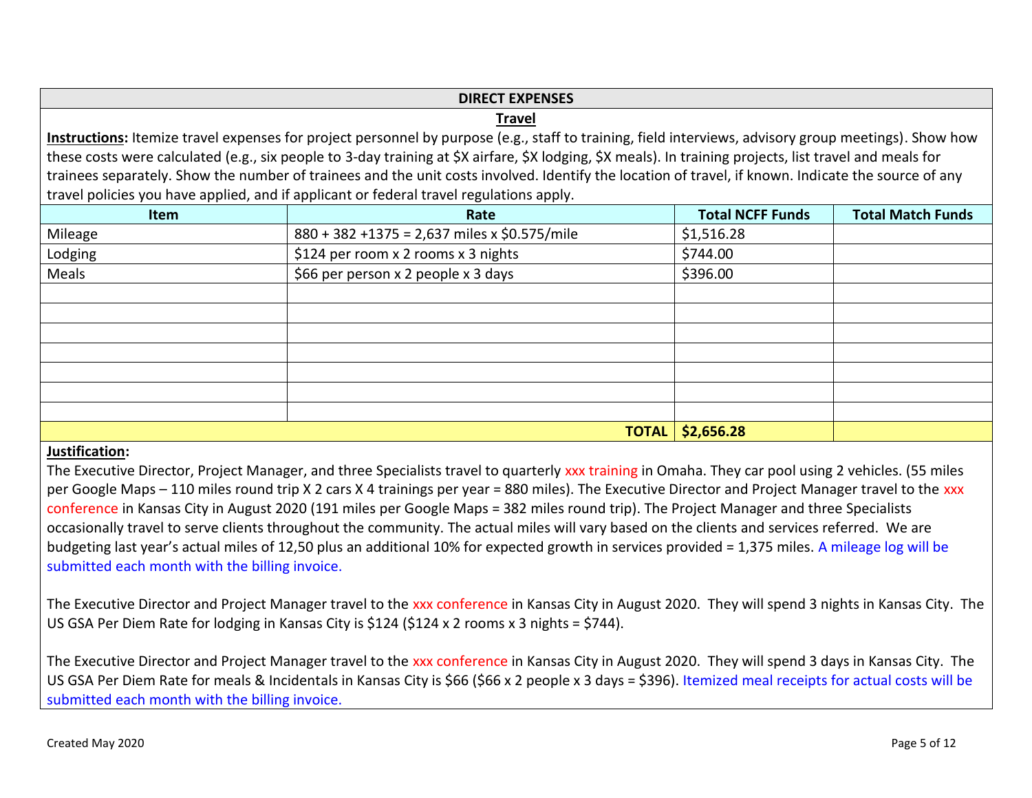## DIRECT EXPENSES

### Travel

**Instructions:** Itemize travel expenses for project personnel by purpose (e.g., staff to training, field interviews, advisory group meetings). Show how these costs were calculated (e.g., six people to 3-day training at $X airfare, $X lodging, $X meals). In training projects, list travel and meals for trainees separately. Show the number of trainees and the unit costs involved. Identify the location of travel, if known. Indicate the source of any travel policies you have applied, and if applicant or federal travel regulations apply.

| Item | Rate | Total NCFF Funds | Total Match Funds |
|---|---|---|---|
| Mileage | 880 + 382 +1375 = 2,637 miles x $0.575/mile | $1,516.28 | |
| Lodging | $124 per room x 2 rooms x 3 nights | $744.00 | |
| Meals | $66 per person x 2 people x 3 days | $396.00 | |
| | | | |
| | | | |
| | | | |
| | | | |
| | | | |
| | | | |
| | | | |
| | **TOTAL** | **$2,656.28** | |

**Justification:**

The Executive Director, Project Manager, and three Specialists travel to quarterly xxx training in Omaha. They car pool using 2 vehicles. (55 miles per Google Maps – 110 miles round trip X 2 cars X 4 trainings per year = 880 miles). The Executive Director and Project Manager travel to the xxx conference in Kansas City in August 2020 (191 miles per Google Maps = 382 miles round trip). The Project Manager and three Specialists occasionally travel to serve clients throughout the community. The actual miles will vary based on the clients and services referred. We are budgeting last year's actual miles of 12,50 plus an additional 10% for expected growth in services provided = 1,375 miles. A mileage log will be submitted each month with the billing invoice.

The Executive Director and Project Manager travel to the xxx conference in Kansas City in August 2020. They will spend 3 nights in Kansas City. The US GSA Per Diem Rate for lodging in Kansas City is $124 ($124 x 2 rooms x 3 nights = $744).

The Executive Director and Project Manager travel to the xxx conference in Kansas City in August 2020. They will spend 3 days in Kansas City. The US GSA Per Diem Rate for meals & Incidentals in Kansas City is $66 ($66 x 2 people x 3 days = $396). Itemized meal receipts for actual costs will be submitted each month with the billing invoice.

Created May 2020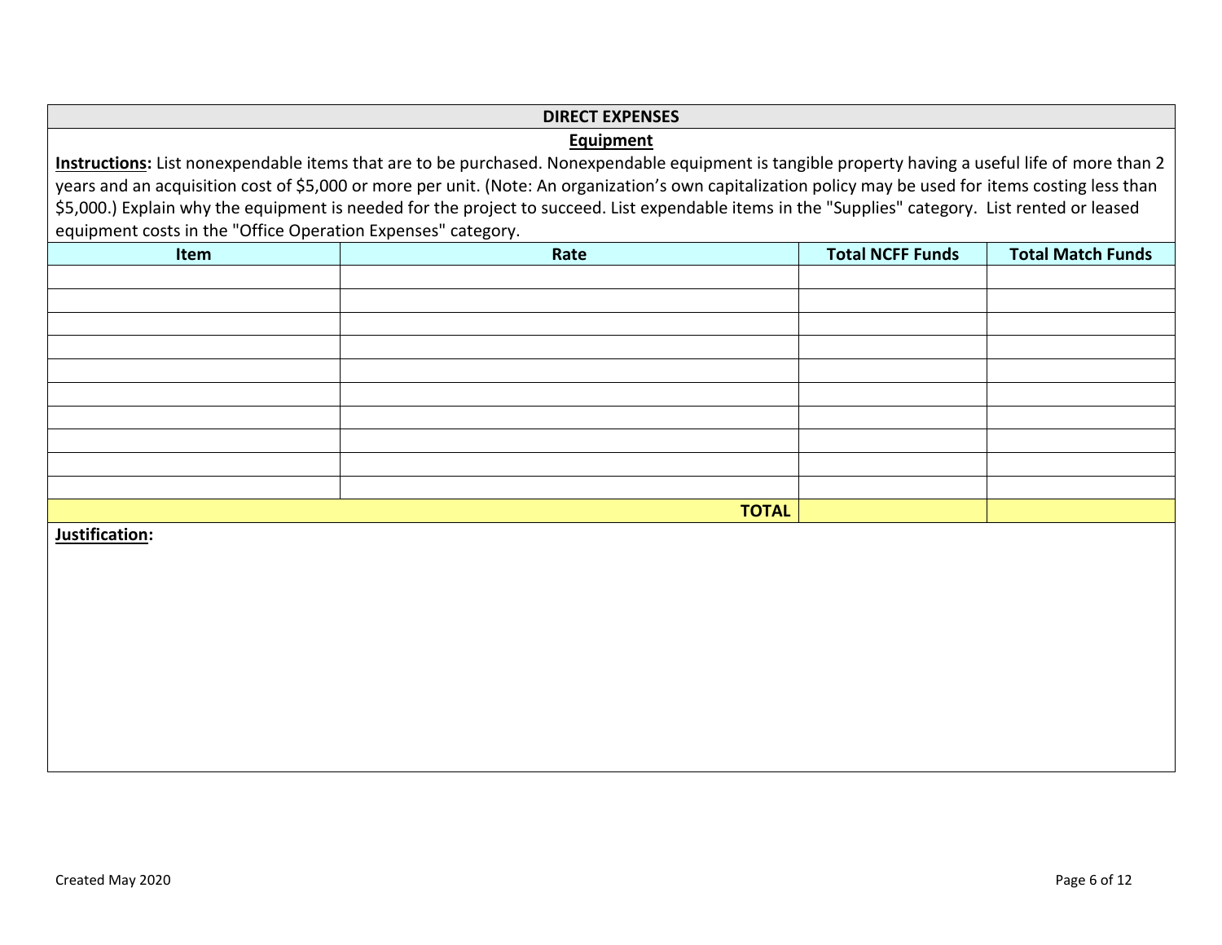## DIRECT EXPENSES

### Equipment

**Instructions:** List nonexpendable items that are to be purchased. Nonexpendable equipment is tangible property having a useful life of more than 2 years and an acquisition cost of $5,000 or more per unit. (Note: An organization’s own capitalization policy may be used for items costing less than $5,000.) Explain why the equipment is needed for the project to succeed. List expendable items in the "Supplies" category. List rented or leased equipment costs in the "Office Operation Expenses" category.

| Item | Rate | Total NCFF Funds | Total Match Funds |
|---|---|---|---|
| | | | |
| | | | |
| | | | |
| | | | |
| | | | |
| | | | |
| | | | |
| | | | |
| | | | |
| | | | |
| | **TOTAL** | | |

**Justification:**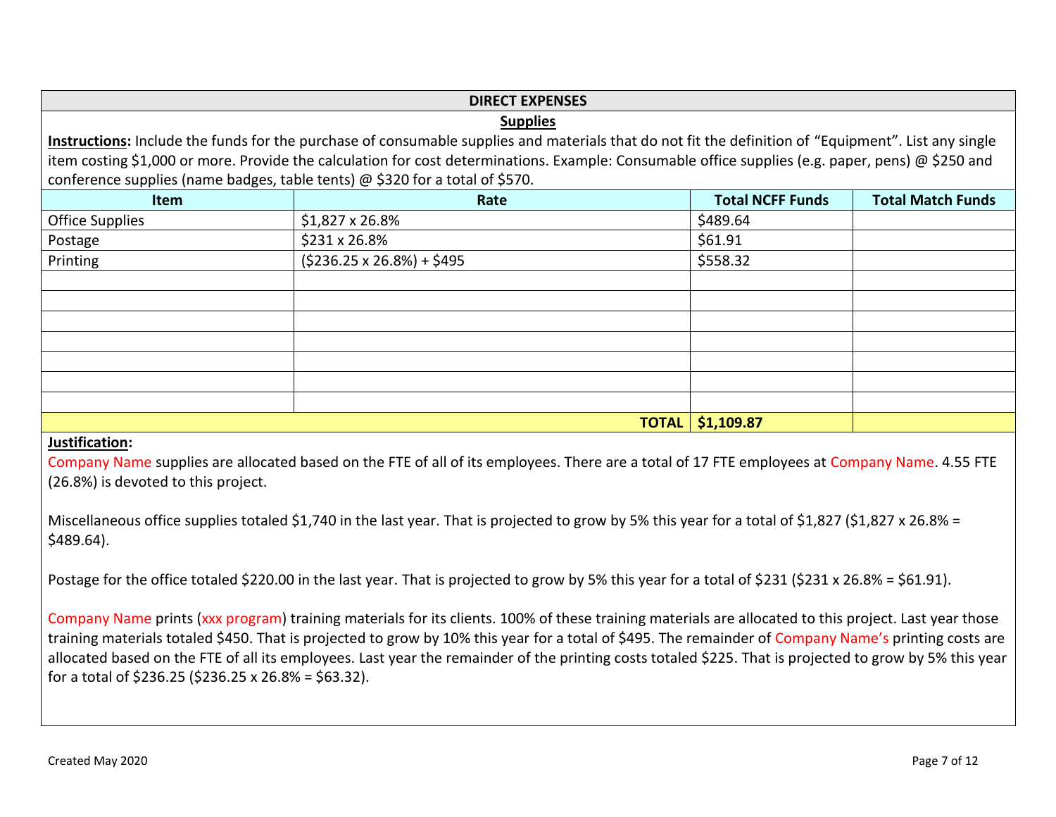## DIRECT EXPENSES

### Supples

**Instructions:** Include the funds for the purchase of consumable supplies and materials that do not fit the definition of "Equipment". List any single item costing $1,000 or more. Provide the calculation for cost determinations. Example: Consumable office supplies (e.g. paper, pens) @ $250 and conference supplies (name badges, table tents) @ $320 for a total of $570.

| Item | Rate | Total NCFF Funds | Total Match Funds |
|---|---|---|---|
| Office Supplies | $1,827 x 26.8% | $489.64 | |
| Postage | $231 x 26.8% | $61.91 | |
| Printing | ($236.25 x 26.8%) + $495 | $558.32 | |
| | | | |
| | | | |
| | | | |
| | | | |
| | | | |
| | | | |
| | | | |
| | **TOTAL** | **$1,109.87** | |

**Justification:**

Company Name supplies are allocated based on the FTE of all of its employees. There are a total of 17 FTE employees at Company Name. 4.55 FTE (26.8%) is devoted to this project.

Miscellaneous office supplies totaled $1,740 in the last year. That is projected to grow by 5% this year for a total of $1,827 ($1,827 x 26.8% = $489.64).

Postage for the office totaled $220.00 in the last year. That is projected to grow by 5% this year for a total of $231 ($231 x 26.8% = $61.91).

Company Name prints (xxx program) training materials for its clients. 100% of these training materials are allocated to this project. Last year those training materials totaled $450. That is projected to grow by 10% this year for a total of $495. The remainder of Company Name's printing costs are allocated based on the FTE of all its employees. Last year the remainder of the printing costs totaled $225. That is projected to grow by 5% this year for a total of $236.25 ($236.25 x 26.8% = $63.32).

Created May 2020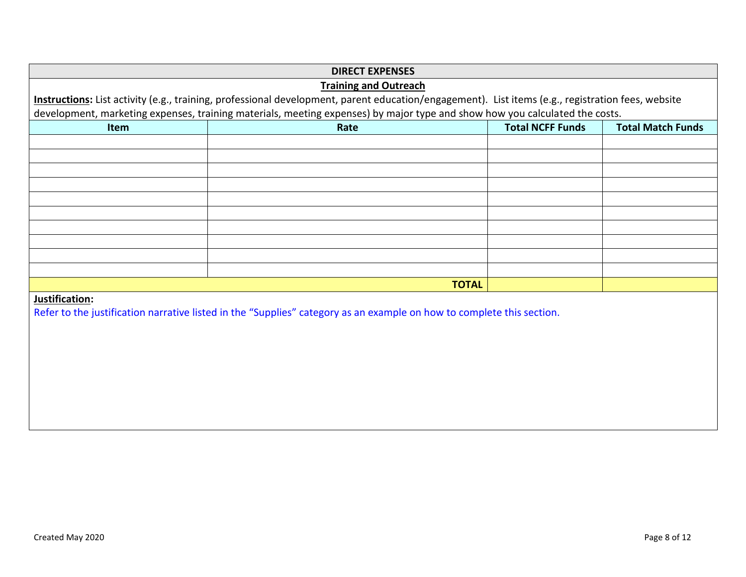## DIRECT EXPENSES

### Training and Outreach

**Instructions:** List activity (e.g., training, professional development, parent education/engagement). List items (e.g., registration fees, website development, marketing expenses, training materials, meeting expenses) by major type and show how you calculated the costs.

| Item | Rate | Total NCFF Funds | Total Match Funds |
|---|---|---|---|
| | | | |
| | | | |
| | | | |
| | | | |
| | | | |
| | | | |
| | | | |
| | | | |
| | | | |
| | | | |
| | **TOTAL** | | |

**Justification:**

Refer to the justification narrative listed in the "Supplies" category as an example on how to complete this section.

Created May 2020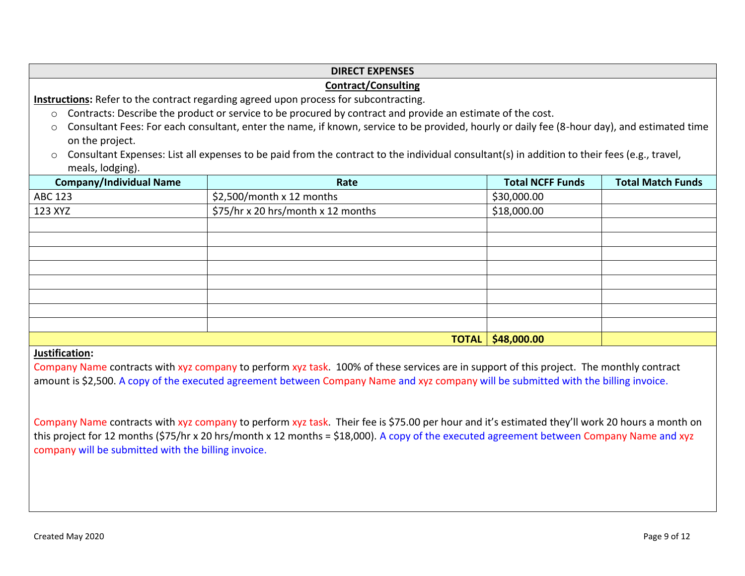## DIRECT EXPENSES

### Contract/Consulting

**Instructions:** Refer to the contract regarding agreed upon process for subcontracting.

- Contracts: Describe the product or service to be procured by contract and provide an estimate of the cost.
- Consultant Fees: For each consultant, enter the name, if known, service to be provided, hourly or daily fee (8-hour day), and estimated time on the project.
- Consultant Expenses: List all expenses to be paid from the contract to the individual consultant(s) in addition to their fees (e.g., travel, meals, lodging).

| Company/Individual Name | Rate | Total NCFF Funds | Total Match Funds |
|---|---|---|---|
| ABC 123 | $2,500/month x 12 months | $30,000.00 | |
| 123 XYZ | $75/hr x 20 hrs/month x 12 months | $18,000.00 | |
| | | | |
| | | | |
| | | | |
| | | | |
| | | | |
| | | | |
| | | | |
| | | | |
| | **TOTAL** | **$48,000.00** | |

**Justification:**

Company Name contracts with xyz company to perform xyz task. 100% of these services are in support of this project. The monthly contract amount is $2,500. A copy of the executed agreement between Company Name and xyz company will be submitted with the billing invoice.

Company Name contracts with xyz company to perform xyz task. Their fee is $75.00 per hour and it's estimated they'll work 20 hours a month on this project for 12 months ($75/hr x 20 hrs/month x 12 months = $18,000). A copy of the executed agreement between Company Name and xyz company will be submitted with the billing invoice.

Created May 2020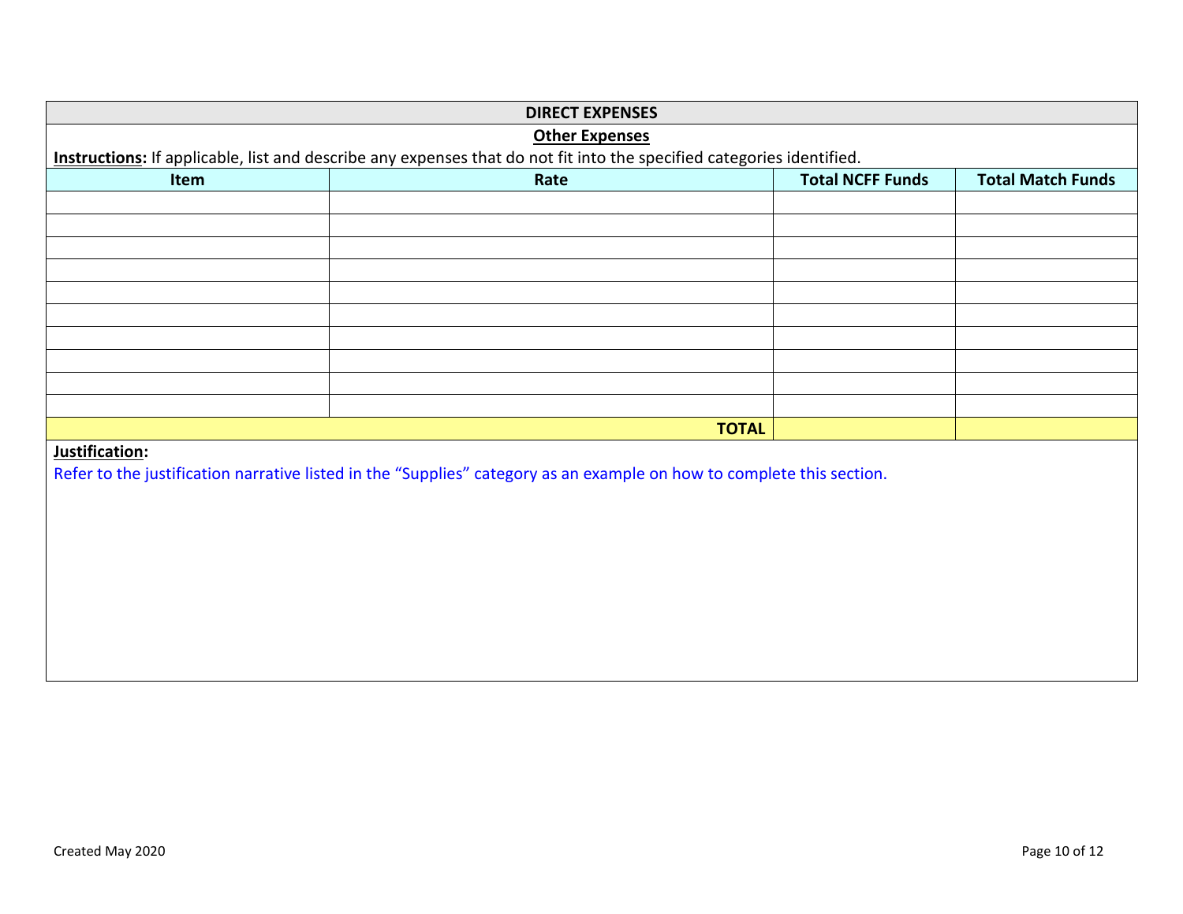## DIRECT EXPENSES

### Other Expenses

**Instructions:** If applicable, list and describe any expenses that do not fit into the specified categories identified.

| Item | Rate | Total NCFF Funds | Total Match Funds |
|---|---|---|---|
| | | | |
| | | | |
| | | | |
| | | | |
| | | | |
| | | | |
| | | | |
| | | | |
| | | | |
| | | | |
| | **TOTAL** | | |

**Justification:**

Refer to the justification narrative listed in the "Supplies" category as an example on how to complete this section.

Created May 2020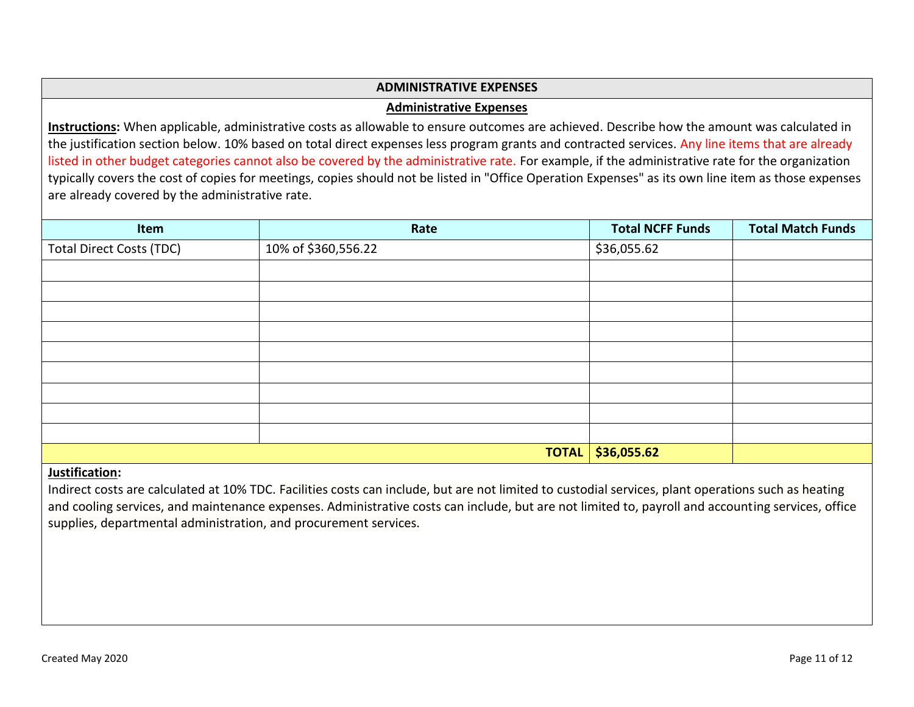## ADMINISTRATIVE EXPENSES

### Administrative Expenses

**Instructions:** When applicable, administrative costs as allowable to ensure outcomes are achieved. Describe how the amount was calculated in the justification section below. 10% based on total direct expenses less program grants and contracted services. Any line items that are already listed in other budget categories cannot also be covered by the administrative rate. For example, if the administrative rate for the organization typically covers the cost of copies for meetings, copies should not be listed in "Office Operation Expenses" as its own line item as those expenses are already covered by the administrative rate.

| Item | Rate | Total NCFF Funds | Total Match Funds |
|---|---|---|---|
| Total Direct Costs (TDC) | 10% of $360,556.22 | $36,055.62 | |
| | | | |
| | | | |
| | | | |
| | | | |
| | | | |
| | | | |
| | | | |
| | | | |
| | | | |
| | **TOTAL** | **$36,055.62** | |

**Justification:**

Indirect costs are calculated at 10% TDC. Facilities costs can include, but are not limited to custodial services, plant operations such as heating and cooling services, and maintenance expenses. Administrative costs can include, but are not limited to, payroll and accounting services, office supplies, departmental administration, and procurement services.

Created May 2020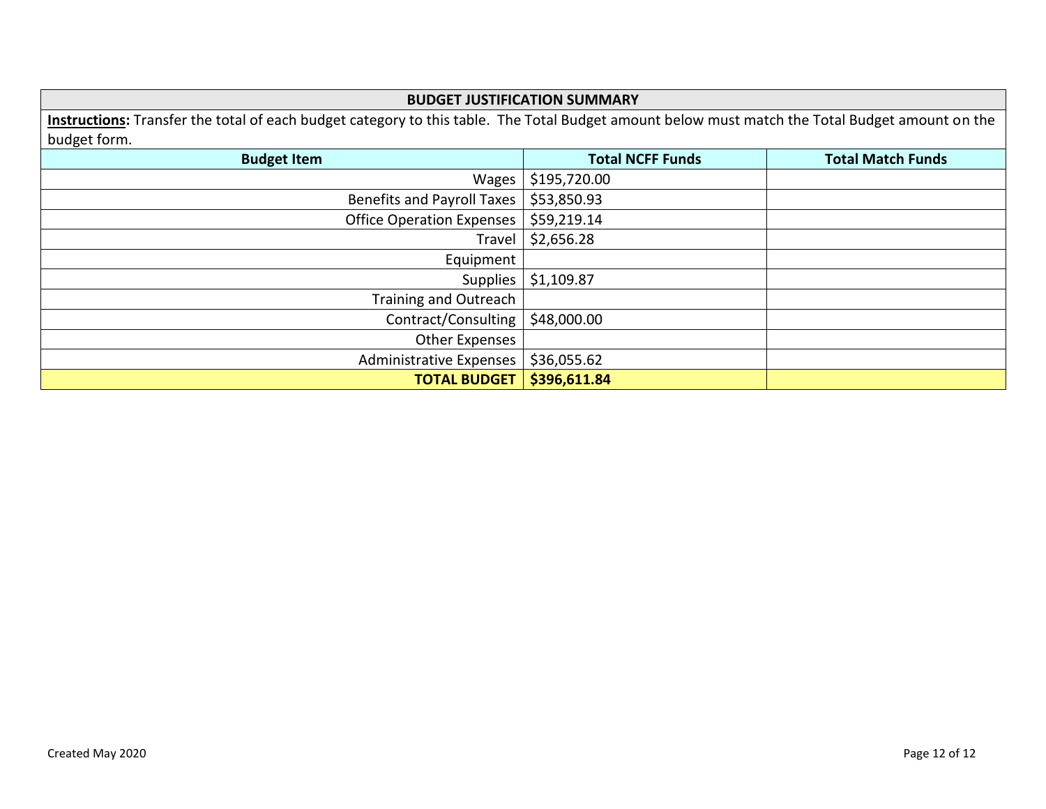## BUDGET JUSTIFICATION SUMMARY

**Instructions:** Transfer the total of each budget category to this table. The Total Budget amount below must match the Total Budget amount on the budget form.

| Budget Item | Total NCFF Funds | Total Match Funds |
|---|---|---|
| Wages | \$195,720.00 | |
| Benefits and Payroll Taxes | \$53,850.93 | |
| Office Operation Expenses | \$59,219.14 | |
| Travel | \$2,656.28 | |
| Equipment | | |
| Supplies | \$1,109.87 | |
| Training and Outreach | | |
| Contract/Consulting | \$48,000.00 | |
| Other Expenses | | |
| Administrative Expenses | \$36,055.62 | |
| **TOTAL BUDGET** | **\$396,611.84** | |

Created May 2020